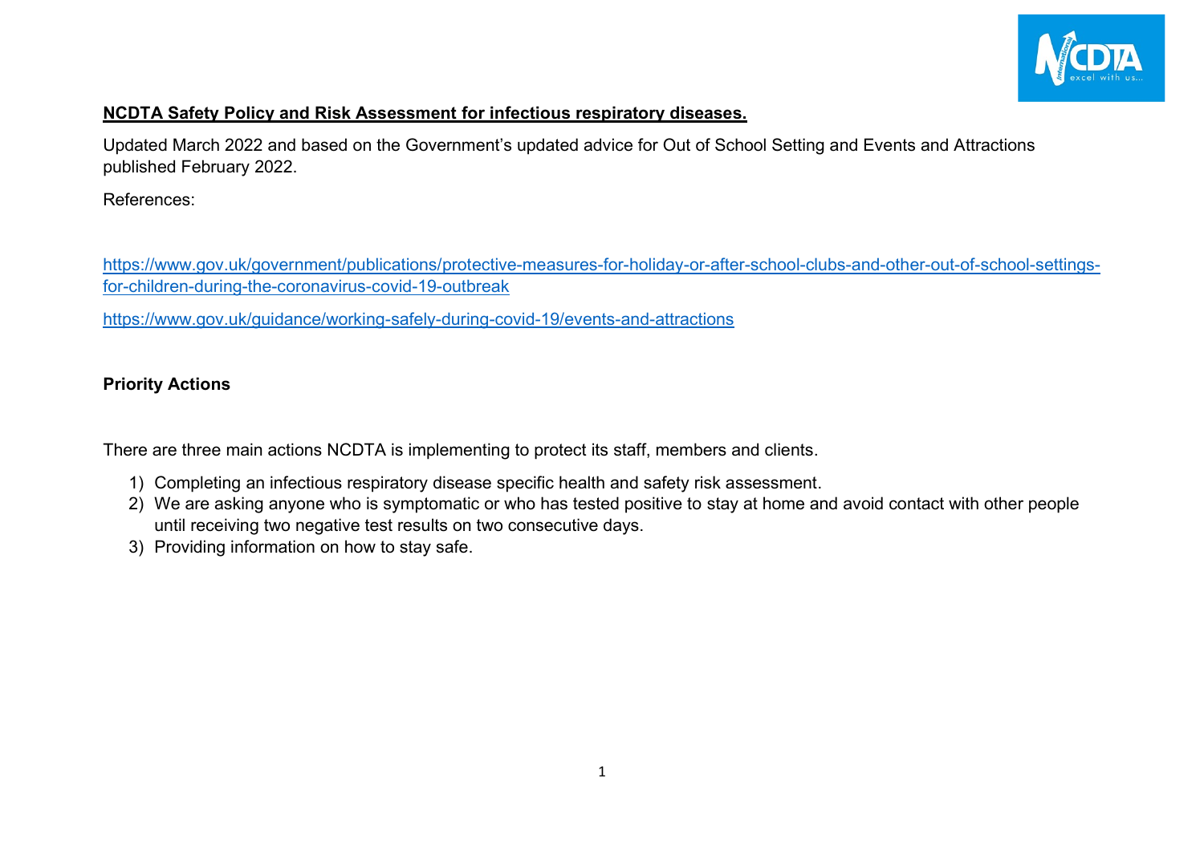**NCDTA Safety Policy and Risk Assessment for infectious respiratory diseases.**

Updated March 2022 and based on the Government's updated advice for Out of School Setting and Events and Attractions published February 2022.

References:

https://www.gov.uk/government/publications/protective-measures-for-holiday-or-after-school-clubs-and-other-out-of-school-settings-for-children-during-the-coronavirus-covid-19-outbreak

https://www.gov.uk/guidance/working-safely-during-covid-19/events-and-attractions

**Priority Actions**

There are three main actions NCDTA is implementing to protect its staff, members and clients.

1) Completing an infectious respiratory disease specific health and safety risk assessment.
2) We are asking anyone who is symptomatic or who has tested positive to stay at home and avoid contact with other people until receiving two negative test results on two consecutive days.
3) Providing information on how to stay safe.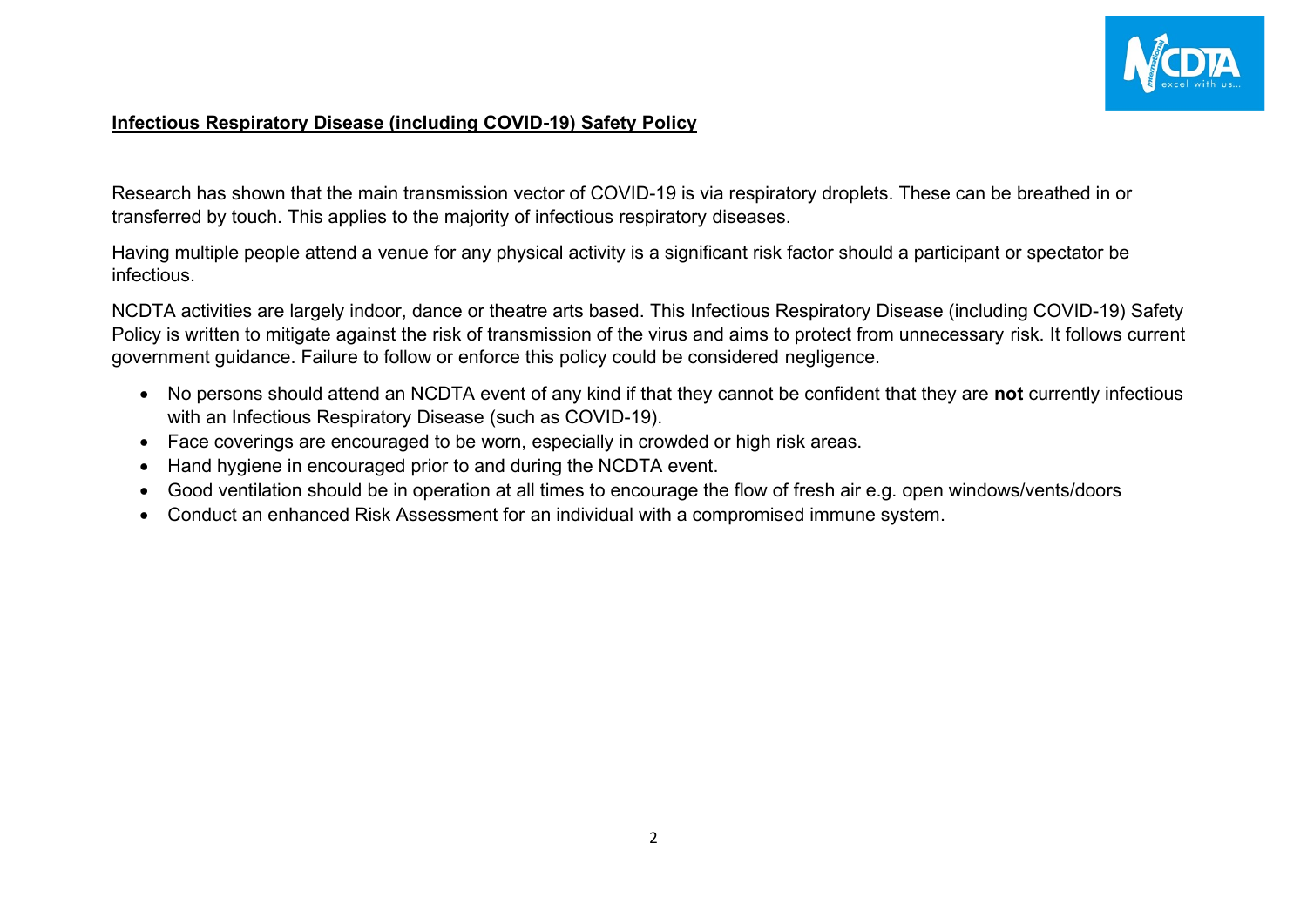**Infectious Respiratory Disease (including COVID-19) Safety Policy**

Research has shown that the main transmission vector of COVID-19 is via respiratory droplets. These can be breathed in or transferred by touch. This applies to the majority of infectious respiratory diseases.

Having multiple people attend a venue for any physical activity is a significant risk factor should a participant or spectator be infectious.

NCDTA activities are largely indoor, dance or theatre arts based. This Infectious Respiratory Disease (including COVID-19) Safety Policy is written to mitigate against the risk of transmission of the virus and aims to protect from unnecessary risk. It follows current government guidance. Failure to follow or enforce this policy could be considered negligence.

- No persons should attend an NCDTA event of any kind if that they cannot be confident that they are **not** currently infectious with an Infectious Respiratory Disease (such as COVID-19).
- Face coverings are encouraged to be worn, especially in crowded or high risk areas.
- Hand hygiene in encouraged prior to and during the NCDTA event.
- Good ventilation should be in operation at all times to encourage the flow of fresh air e.g. open windows/vents/doors
- Conduct an enhanced Risk Assessment for an individual with a compromised immune system.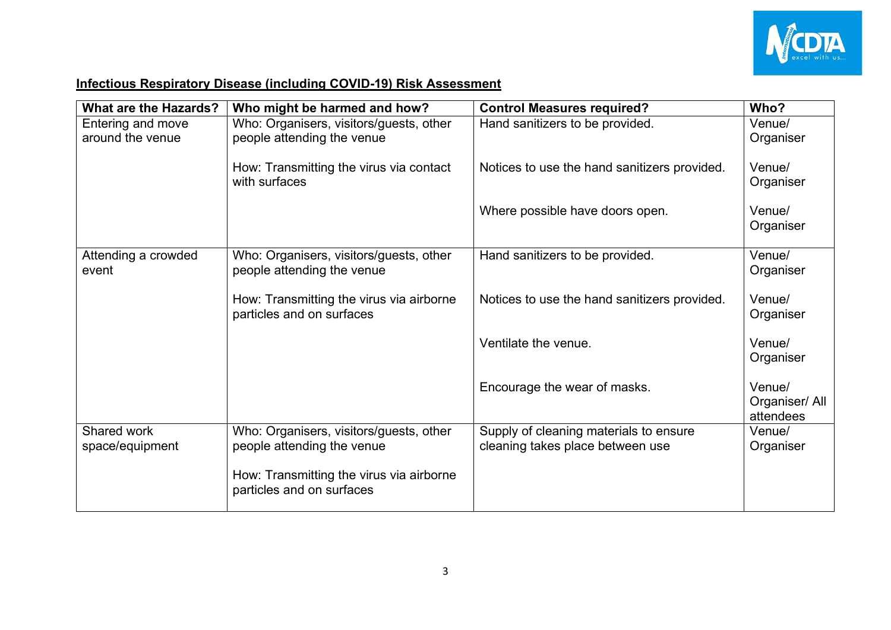**Infectious Respiratory Disease (including COVID-19) Risk Assessment**

| What are the Hazards? | Who might be harmed and how? | Control Measures required? | Who? |
|---|---|---|---|
| Entering and move around the venue | Who: Organisers, visitors/guests, other people attending the venue | Hand sanitizers to be provided. | Venue/ Organiser |
| | How: Transmitting the virus via contact with surfaces | Notices to use the hand sanitizers provided. | Venue/ Organiser |
| | | Where possible have doors open. | Venue/ Organiser |
| Attending a crowded event | Who: Organisers, visitors/guests, other people attending the venue | Hand sanitizers to be provided. | Venue/ Organiser |
| | How: Transmitting the virus via airborne particles and on surfaces | Notices to use the hand sanitizers provided. | Venue/ Organiser |
| | | Ventilate the venue. | Venue/ Organiser |
| | | Encourage the wear of masks. | Venue/ Organiser/ All attendees |
| Shared work space/equipment | Who: Organisers, visitors/guests, other people attending the venue<br><br>How: Transmitting the virus via airborne particles and on surfaces | Supply of cleaning materials to ensure cleaning takes place between use | Venue/ Organiser |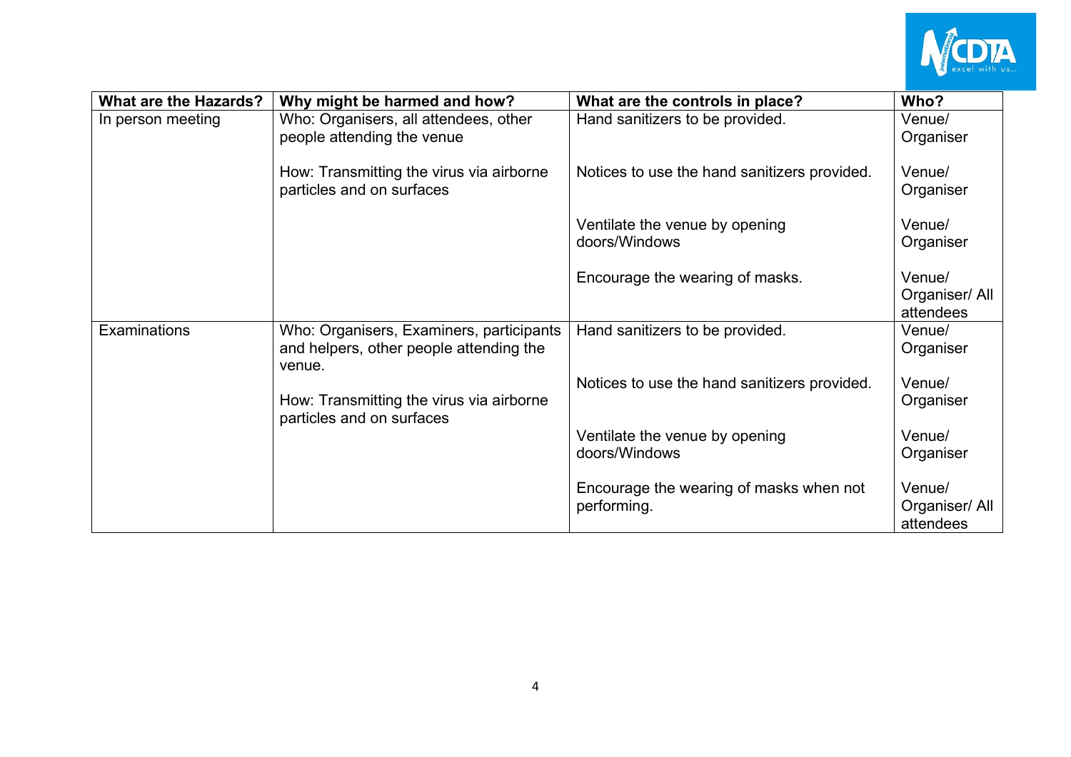| What are the Hazards? | Why might be harmed and how? | What are the controls in place? | Who? |
|---|---|---|---|
| In person meeting | Who: Organisers, all attendees, other people attending the venue | Hand sanitizers to be provided. | Venue/ Organiser |
| | How: Transmitting the virus via airborne particles and on surfaces | Notices to use the hand sanitizers provided. | Venue/ Organiser |
| | | Ventilate the venue by opening doors/Windows | Venue/ Organiser |
| | | Encourage the wearing of masks. | Venue/ Organiser/ All attendees |
| Examinations | Who: Organisers, Examiners, participants and helpers, other people attending the venue. | Hand sanitizers to be provided. | Venue/ Organiser |
| | How: Transmitting the virus via airborne particles and on surfaces | Notices to use the hand sanitizers provided. | Venue/ Organiser |
| | | Ventilate the venue by opening doors/Windows | Venue/ Organiser |
| | | Encourage the wearing of masks when not performing. | Venue/ Organiser/ All attendees |